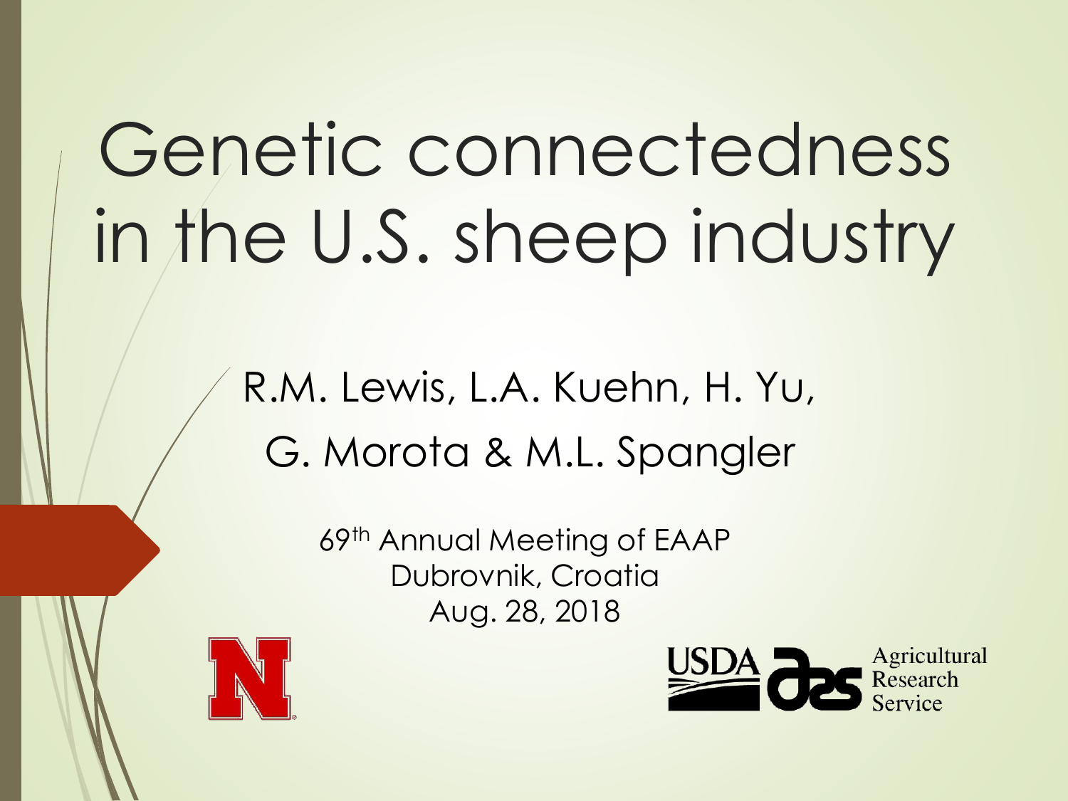# Genetic connectedness in the U.S. sheep industry

R.M. Lewis, L.A. Kuehn, H. Yu, G. Morota & M.L. Spangler

69th Annual Meeting of EAAP
Dubrovnik, Croatia
Aug. 28, 2018

USDA Agricultural Research Service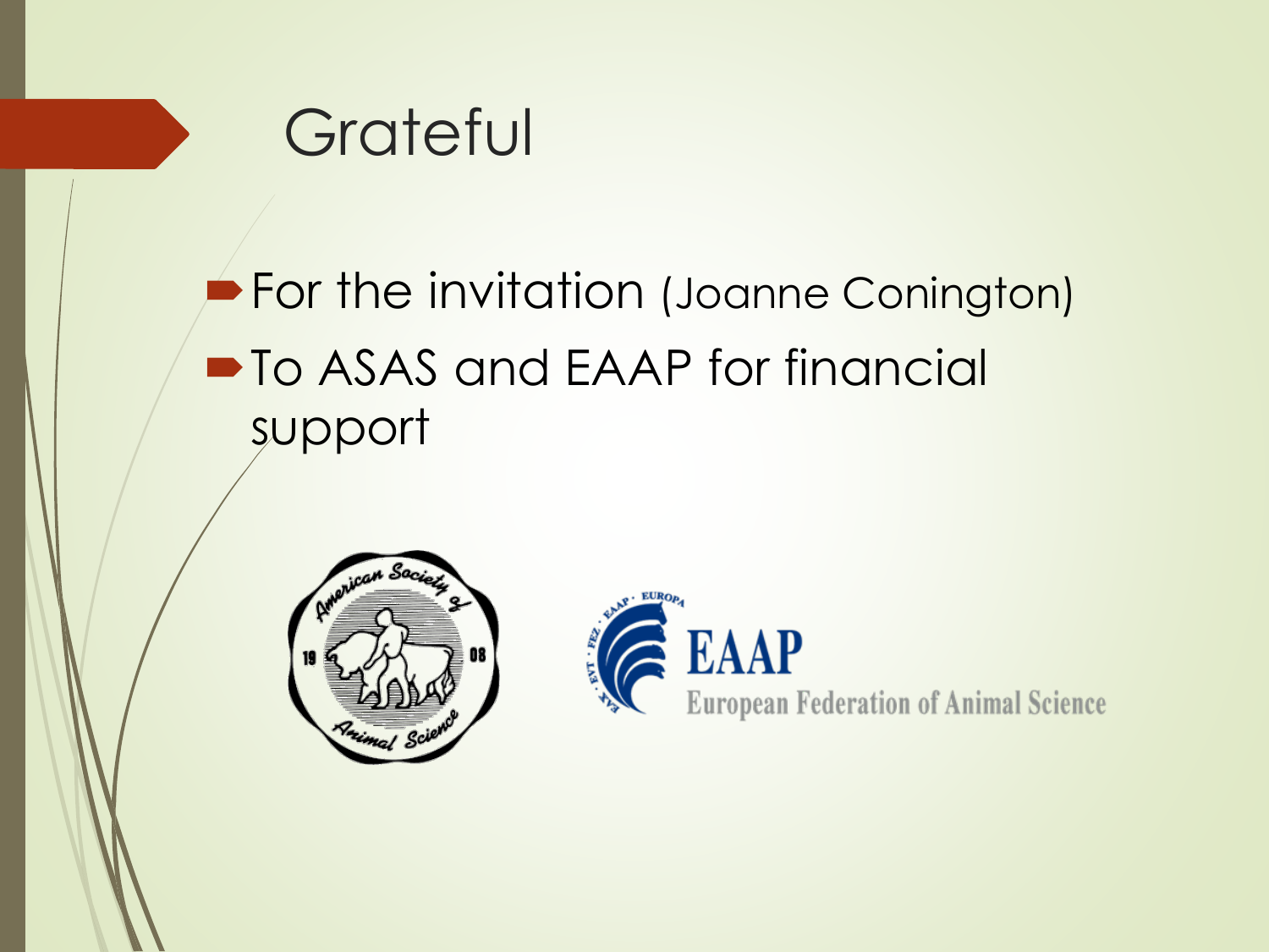# Grateful

- For the invitation (Joanne Conington)
- To ASAS and EAAP for financial support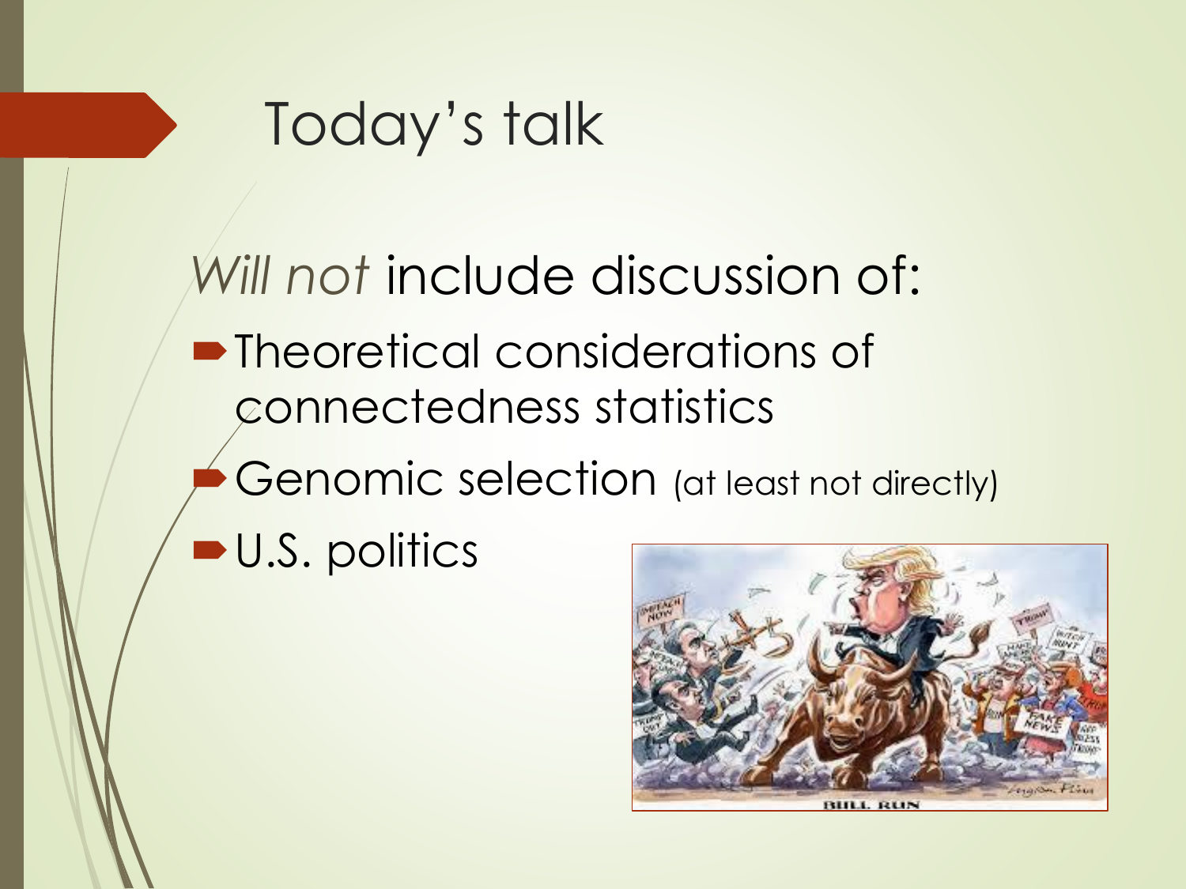# Today's talk

*Will not* include discussion of:

- Theoretical considerations of connectedness statistics
- Genomic selection (at least not directly)
- U.S. politics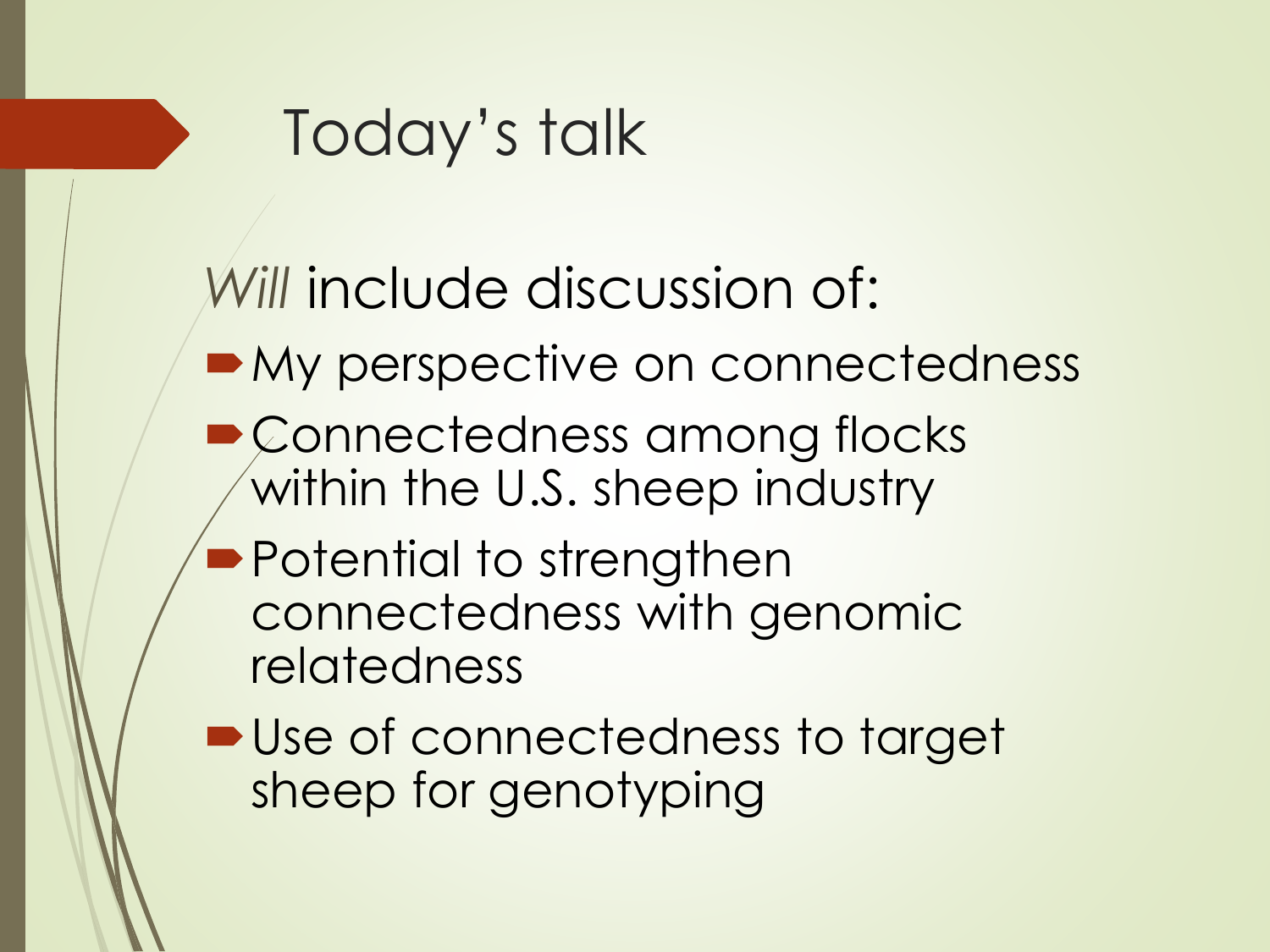# Today's talk

*Will* include discussion of:

- My perspective on connectedness
- Connectedness among flocks within the U.S. sheep industry
- Potential to strengthen connectedness with genomic relatedness
- Use of connectedness to target sheep for genotyping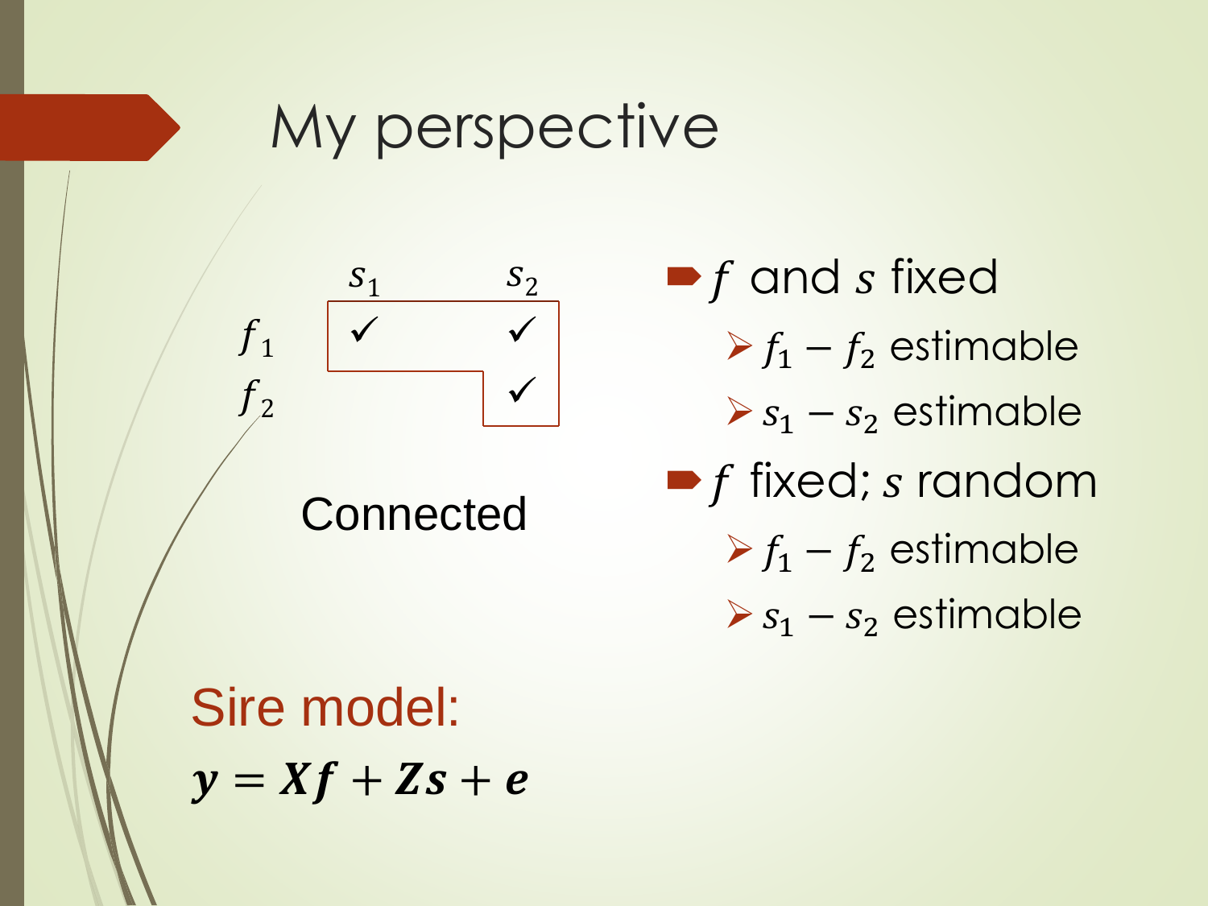# My perspective

|  | $s_1$ | $s_2$ |
|---|---|---|
| $f_1$ | ✓ | ✓ |
| $f_2$ |  | ✓ |

Connected

- $f$ and $s$ fixed
  - $f_1 - f_2$ estimable
  - $s_1 - s_2$ estimable
- $f$ fixed; $s$ random
  - $f_1 - f_2$ estimable
  - $s_1 - s_2$ estimable

Sire model:

$$\boldsymbol{y} = \boldsymbol{X}\boldsymbol{f} + \boldsymbol{Z}\boldsymbol{s} + \boldsymbol{e}$$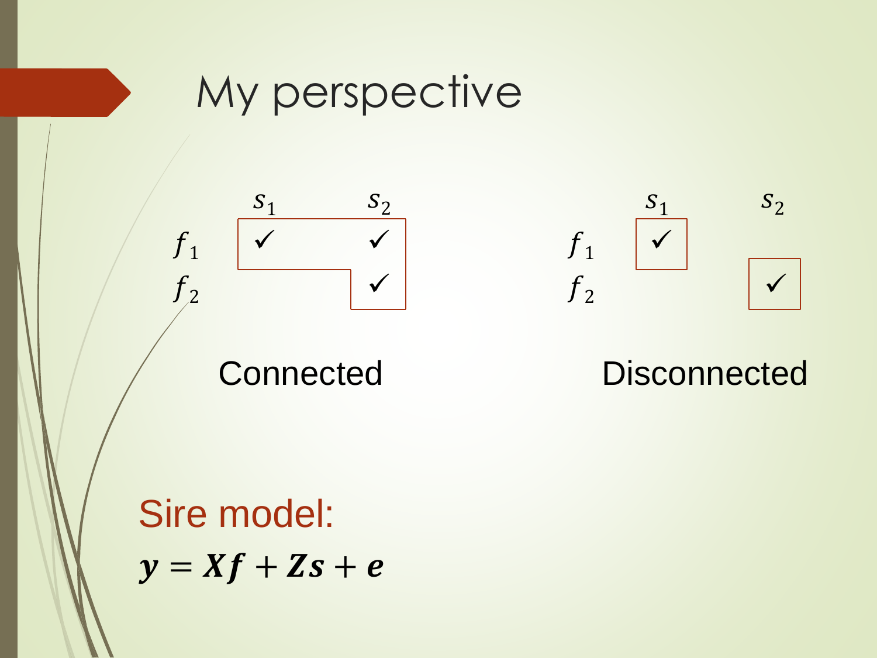# My perspective

|  | $s_1$ | $s_2$ |
| --- | --- | --- |
| $f_1$ | ✓ | ✓ |
| $f_2$ |  | ✓ |

Connected

|  | $s_1$ | $s_2$ |
| --- | --- | --- |
| $f_1$ | ✓ |  |
| $f_2$ |  | ✓ |

Disconnected

Sire model:

$$\boldsymbol{y} = \boldsymbol{X}\boldsymbol{f} + \boldsymbol{Z}\boldsymbol{s} + \boldsymbol{e}$$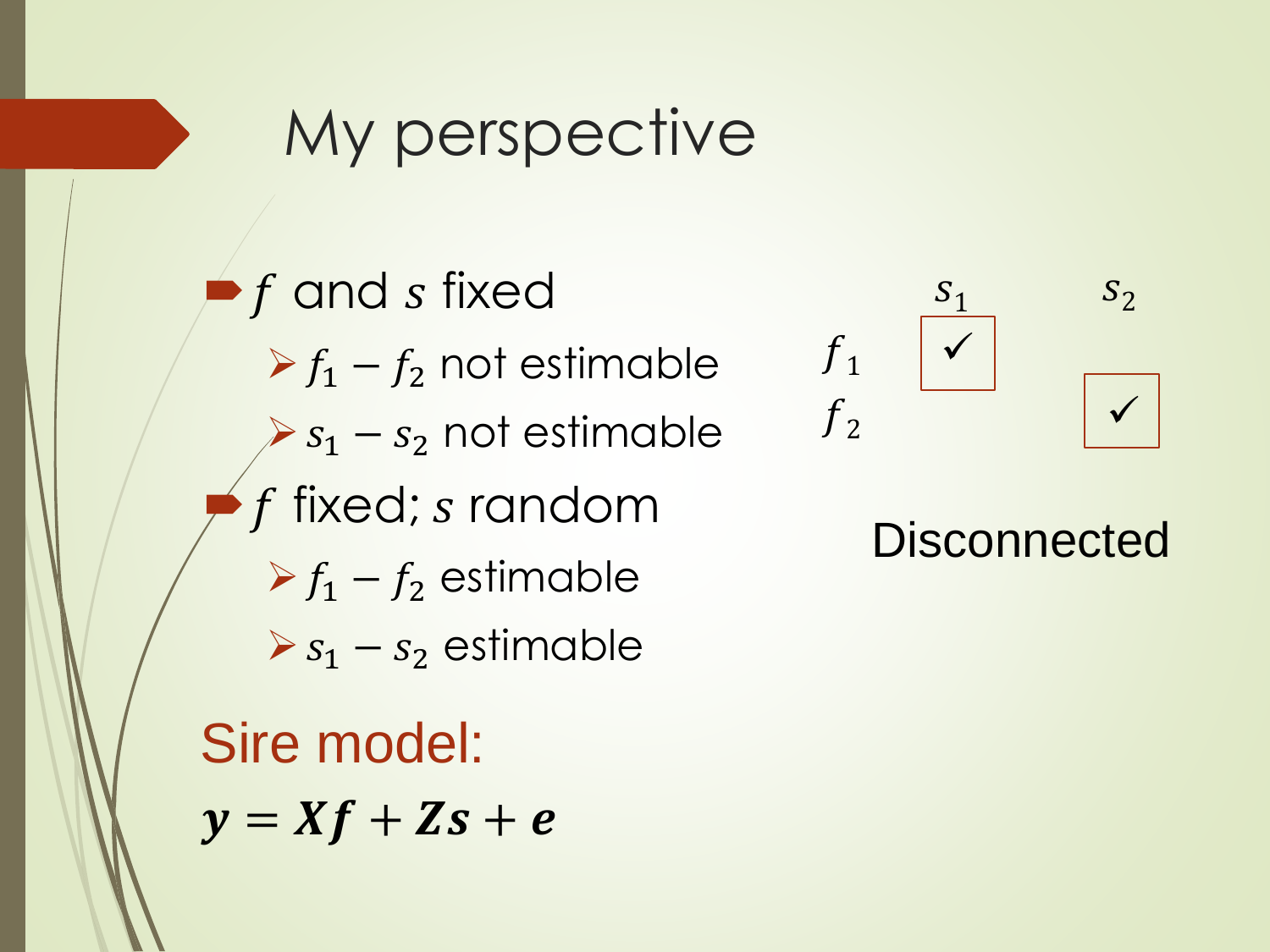# My perspective

- $f$ and $s$ fixed
  - $f_1 - f_2$ not estimable
  - $s_1 - s_2$ not estimable
- $f$ fixed; $s$ random
  - $f_1 - f_2$ estimable
  - $s_1 - s_2$ estimable

|  | $s_1$ | $s_2$ |
|---|---|---|
| $f_1$ | ✓ |  |
| $f_2$ |  | ✓ |

Disconnected

Sire model:

$$\boldsymbol{y} = \boldsymbol{Xf} + \boldsymbol{Zs} + \boldsymbol{e}$$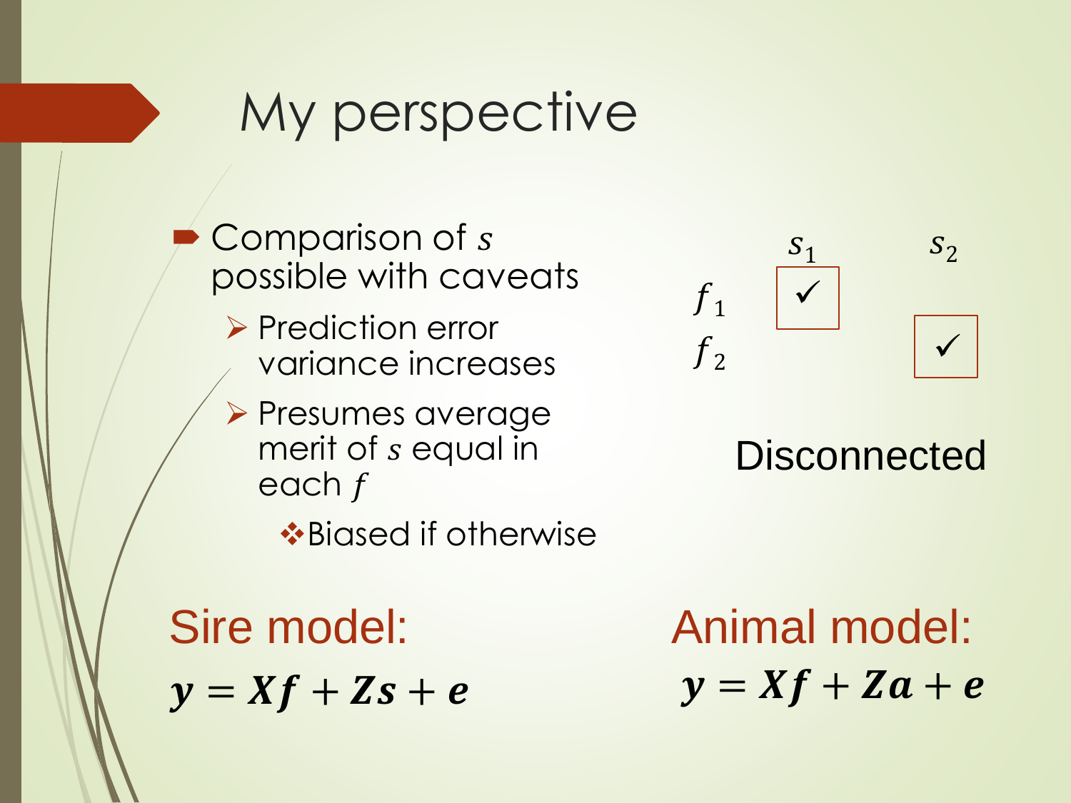# My perspective

- Comparison of $s$ possible with caveats
  - Prediction error variance increases
  - Presumes average merit of $s$ equal in each $f$
    - Biased if otherwise

|  | $s_1$ | $s_2$ |
|---|---|---|
| $f_1$ | ✓ |  |
| $f_2$ |  | ✓ |

Disconnected

**Sire model:**

$$\boldsymbol{y} = \boldsymbol{X}\boldsymbol{f} + \boldsymbol{Z}\boldsymbol{s} + \boldsymbol{e}$$

**Animal model:**

$$\boldsymbol{y} = \boldsymbol{X}\boldsymbol{f} + \boldsymbol{Z}\boldsymbol{a} + \boldsymbol{e}$$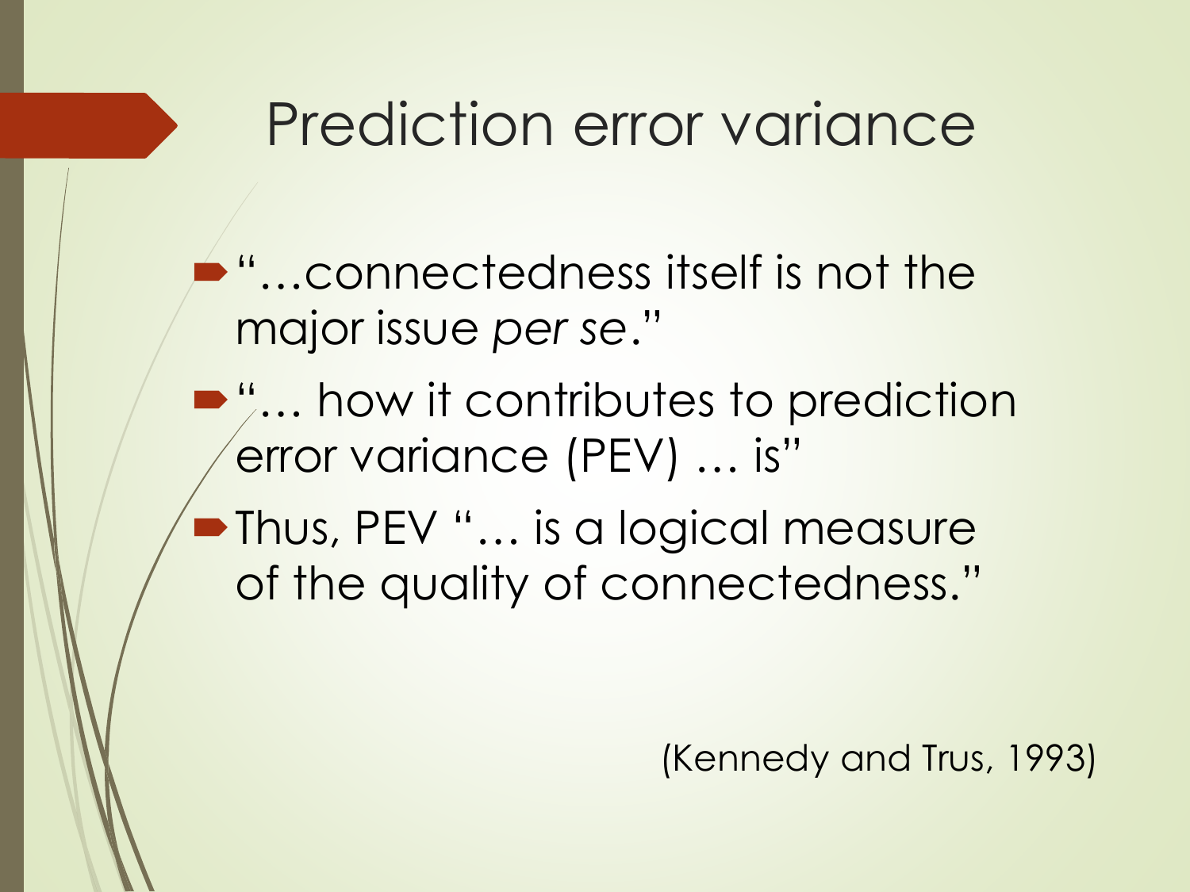# Prediction error variance

- "…connectedness itself is not the major issue *per se*."
- "… how it contributes to prediction error variance (PEV) … is"
- Thus, PEV "… is a logical measure of the quality of connectedness."

(Kennedy and Trus, 1993)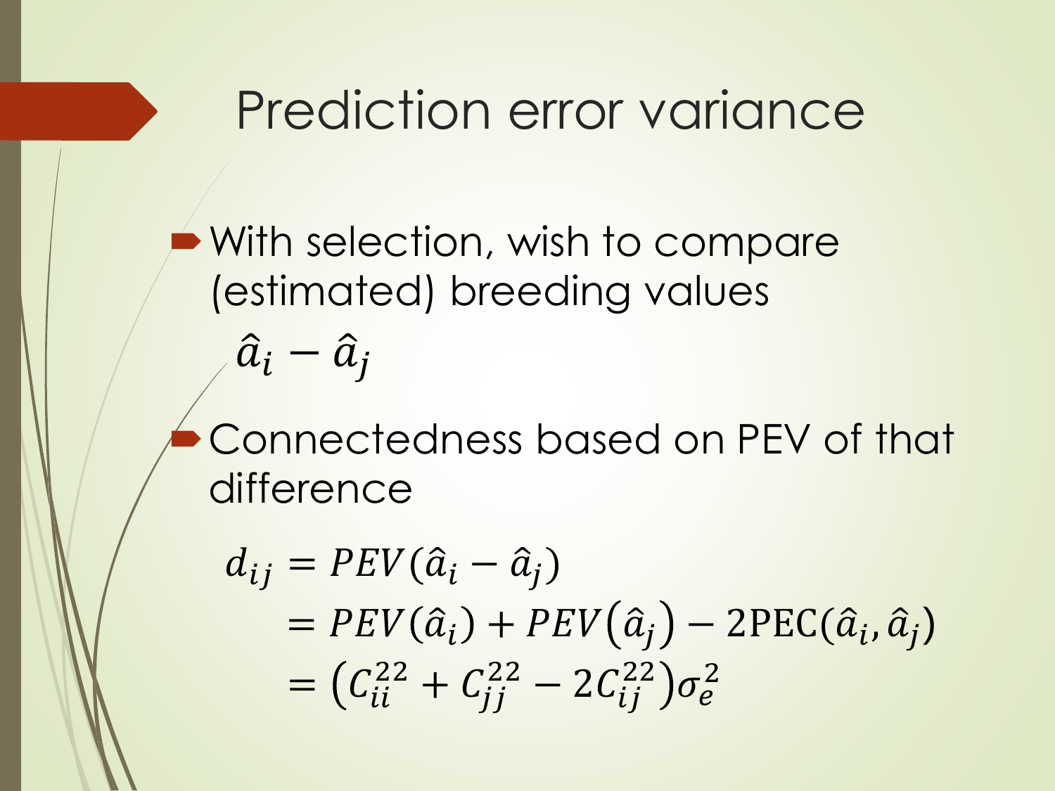# Prediction error variance

- With selection, wish to compare (estimated) breeding values

  $\hat{a}_i - \hat{a}_j$

- Connectedness based on PEV of that difference

$$
\begin{aligned}
d_{ij} &= PEV(\hat{a}_i - \hat{a}_j) \\
&= PEV(\hat{a}_i) + PEV(\hat{a}_j) - 2\mathrm{PEC}(\hat{a}_i, \hat{a}_j) \\
&= \left(C_{ii}^{22} + C_{jj}^{22} - 2C_{ij}^{22}\right)\sigma_e^2
\end{aligned}
$$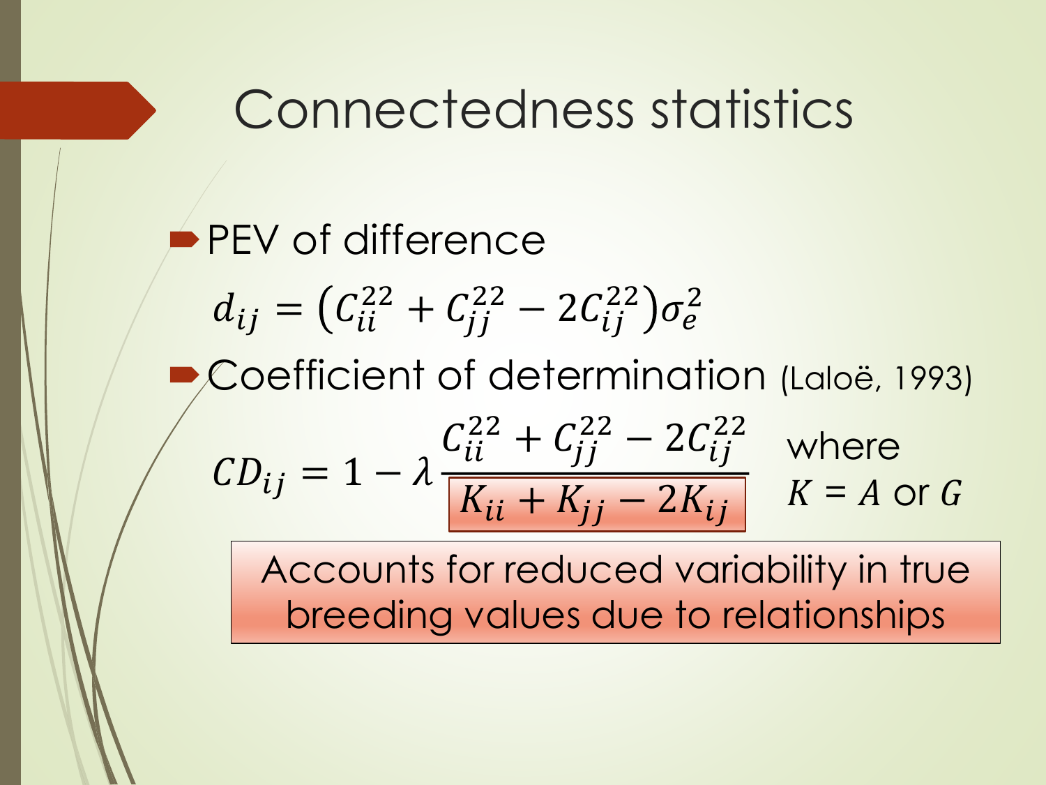# Connectedness statistics

- PEV of difference

$$d_{ij} = \left(C_{ii}^{22} + C_{jj}^{22} - 2C_{ij}^{22}\right)\sigma_e^2$$

- Coefficient of determination (Laloë, 1993)

$$CD_{ij} = 1 - \lambda \frac{C_{ii}^{22} + C_{jj}^{22} - 2C_{ij}^{22}}{K_{ii} + K_{jj} - 2K_{ij}}$$

where $K = A$ or $G$

Accounts for reduced variability in true breeding values due to relationships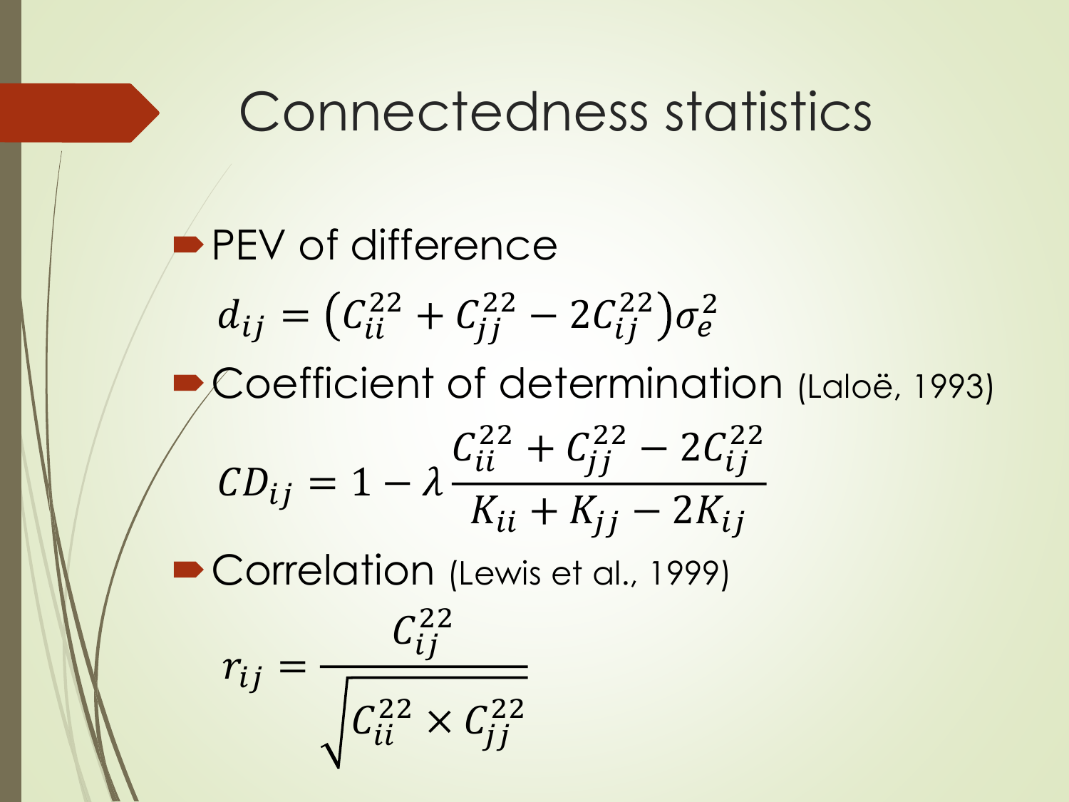# Connectedness statistics

- PEV of difference

$$d_{ij} = \left(C_{ii}^{22} + C_{jj}^{22} - 2C_{ij}^{22}\right)\sigma_e^2$$

- Coefficient of determination (Laloë, 1993)

$$CD_{ij} = 1 - \lambda \frac{C_{ii}^{22} + C_{jj}^{22} - 2C_{ij}^{22}}{K_{ii} + K_{jj} - 2K_{ij}}$$

- Correlation (Lewis et al., 1999)

$$r_{ij} = \frac{C_{ij}^{22}}{\sqrt{C_{ii}^{22} \times C_{jj}^{22}}}$$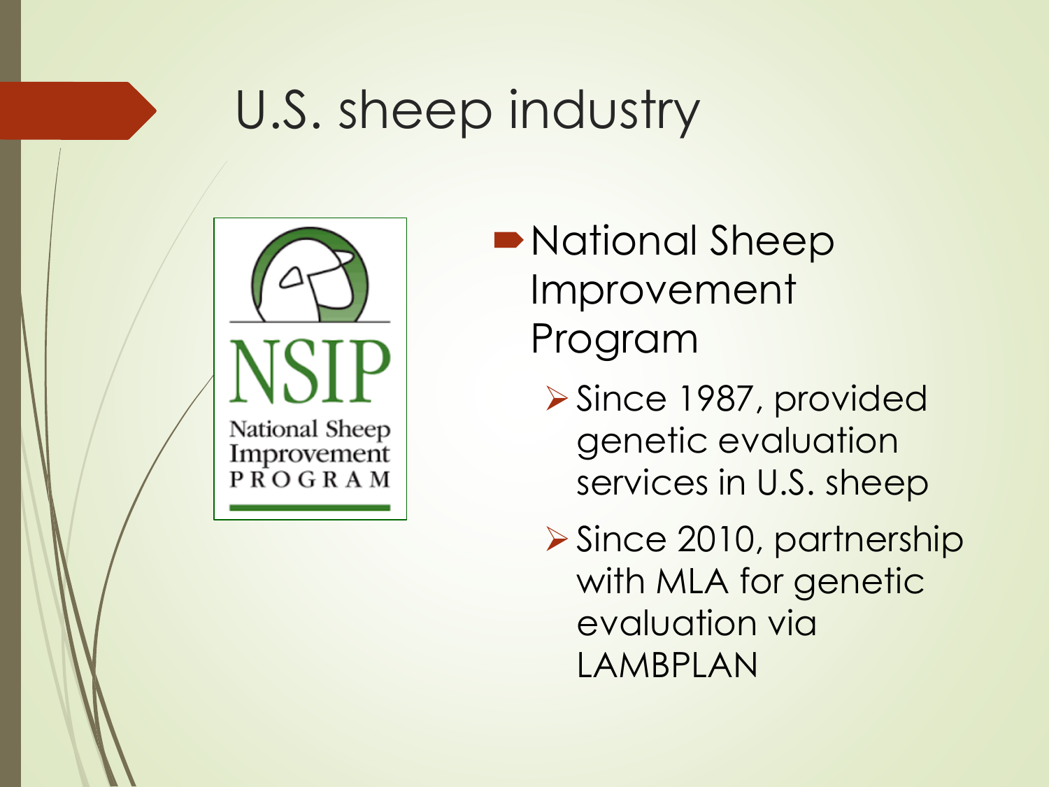# U.S. sheep industry

- National Sheep Improvement Program
  - Since 1987, provided genetic evaluation services in U.S. sheep
  - Since 2010, partnership with MLA for genetic evaluation via LAMBPLAN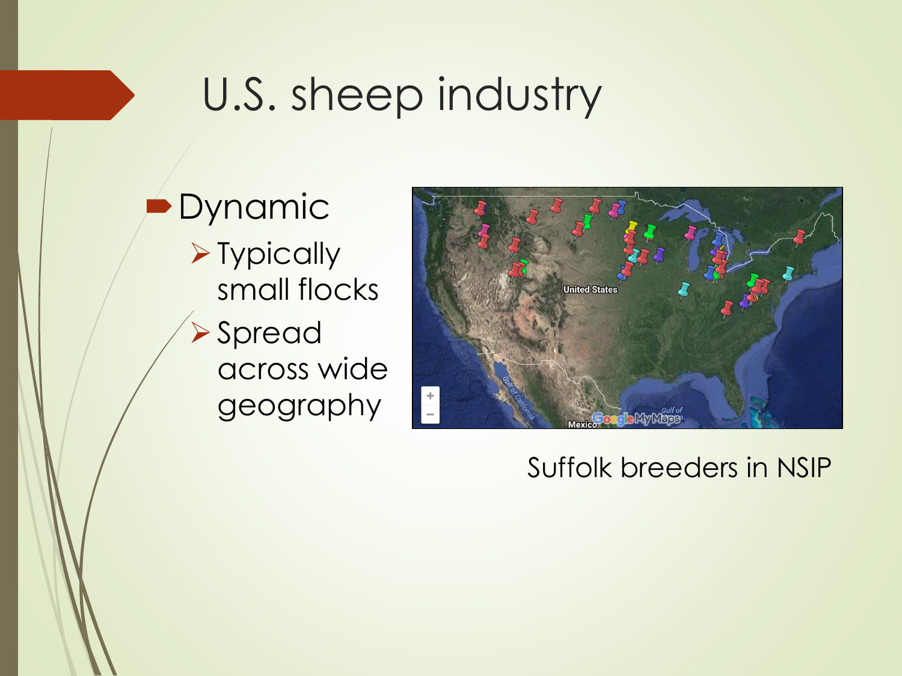# U.S. sheep industry

- Dynamic
  - Typically small flocks
  - Spread across wide geography

Suffolk breeders in NSIP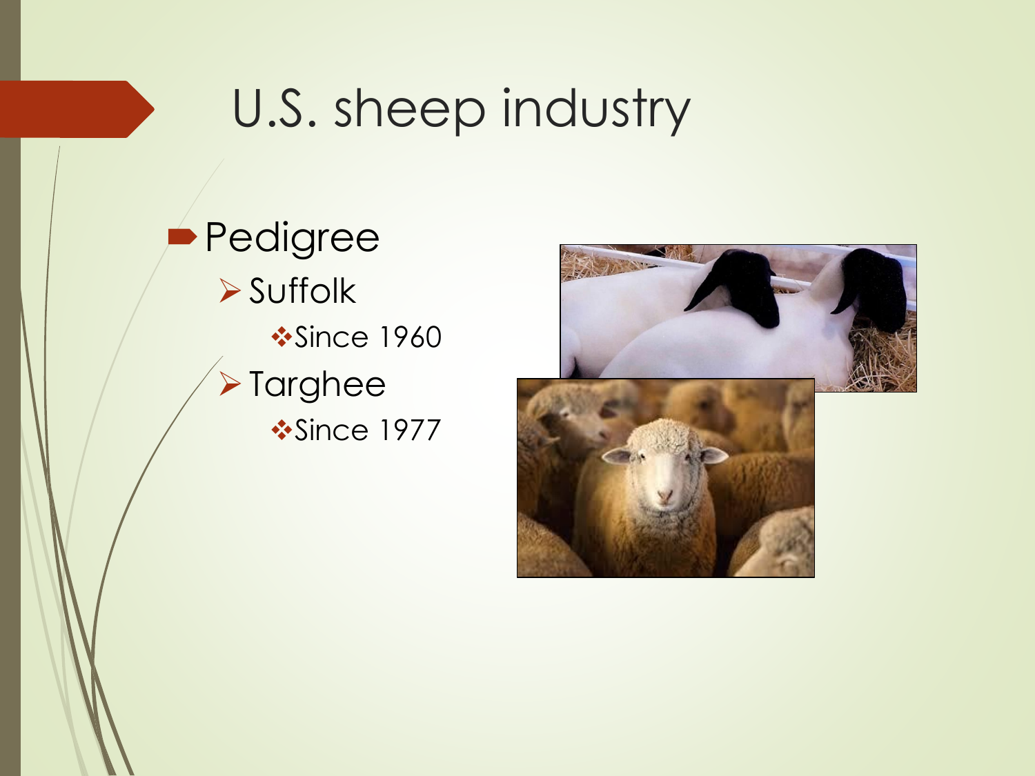# U.S. sheep industry

- Pedigree
  - Suffolk
    - Since 1960
  - Targhee
    - Since 1977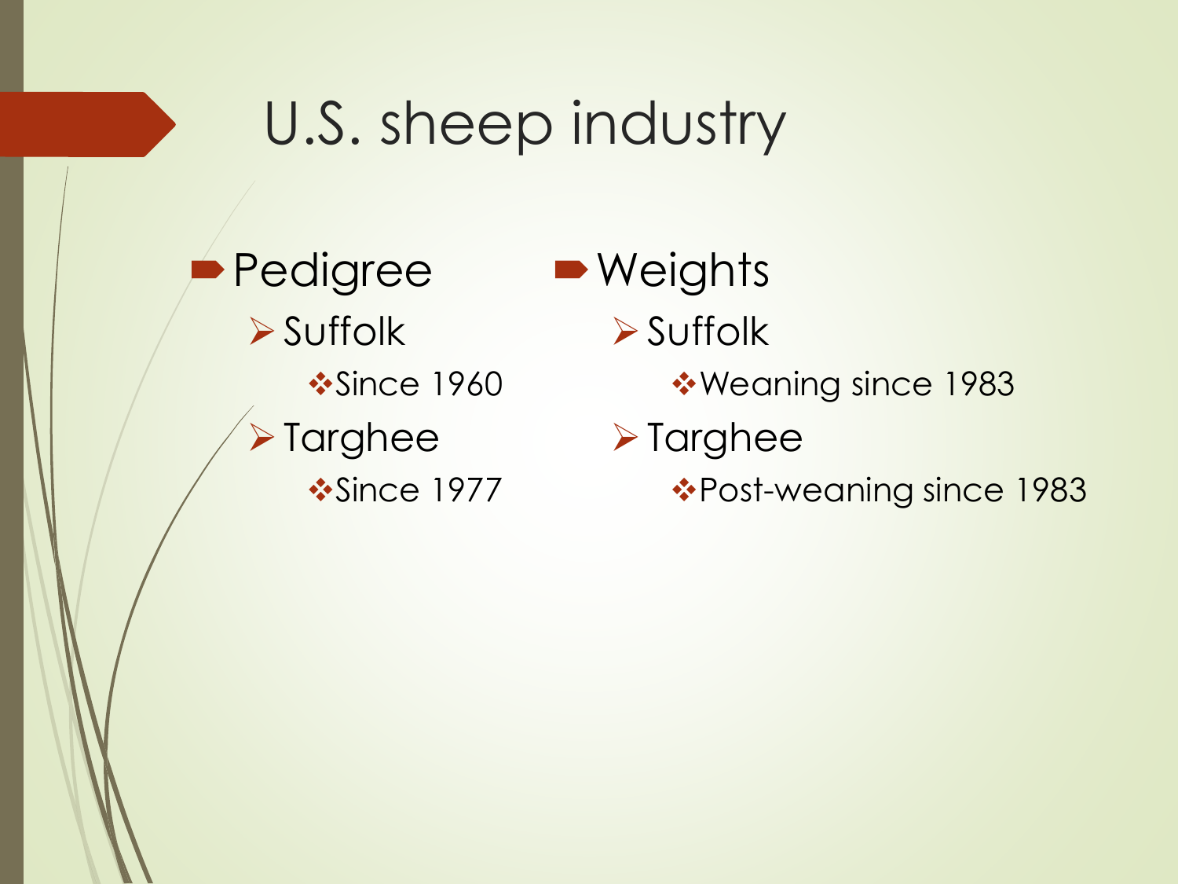# U.S. sheep industry

- Pedigree
  - Suffolk
    - Since 1960
  - Targhee
    - Since 1977

- Weights
  - Suffolk
    - Weaning since 1983
  - Targhee
    - Post-weaning since 1983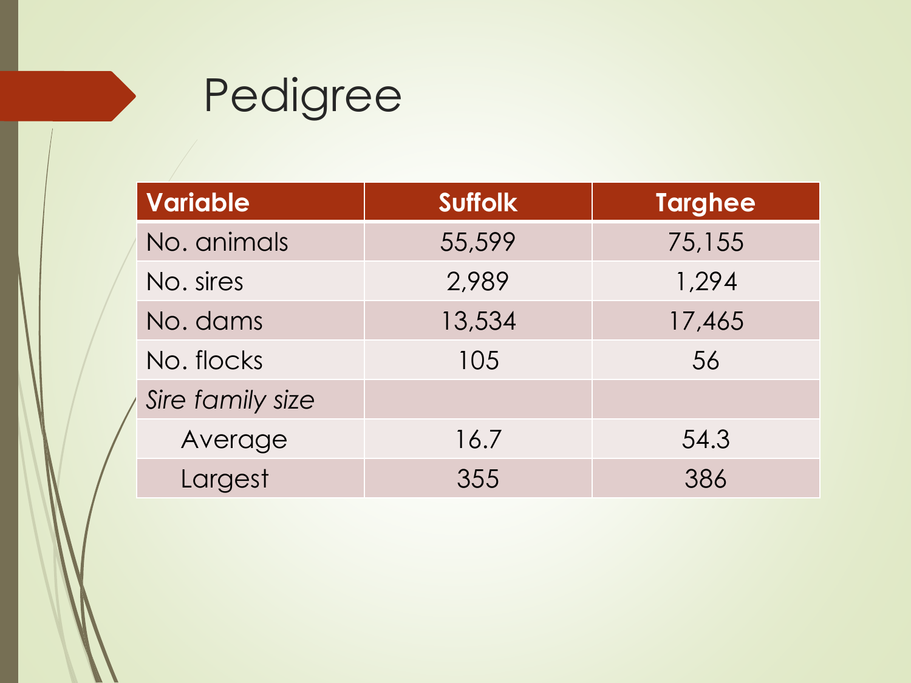# Pedigree

| Variable | Suffolk | Targhee |
|---|---|---|
| No. animals | 55,599 | 75,155 |
| No. sires | 2,989 | 1,294 |
| No. dams | 13,534 | 17,465 |
| No. flocks | 105 | 56 |
| *Sire family size* | | |
| Average | 16.7 | 54.3 |
| Largest | 355 | 386 |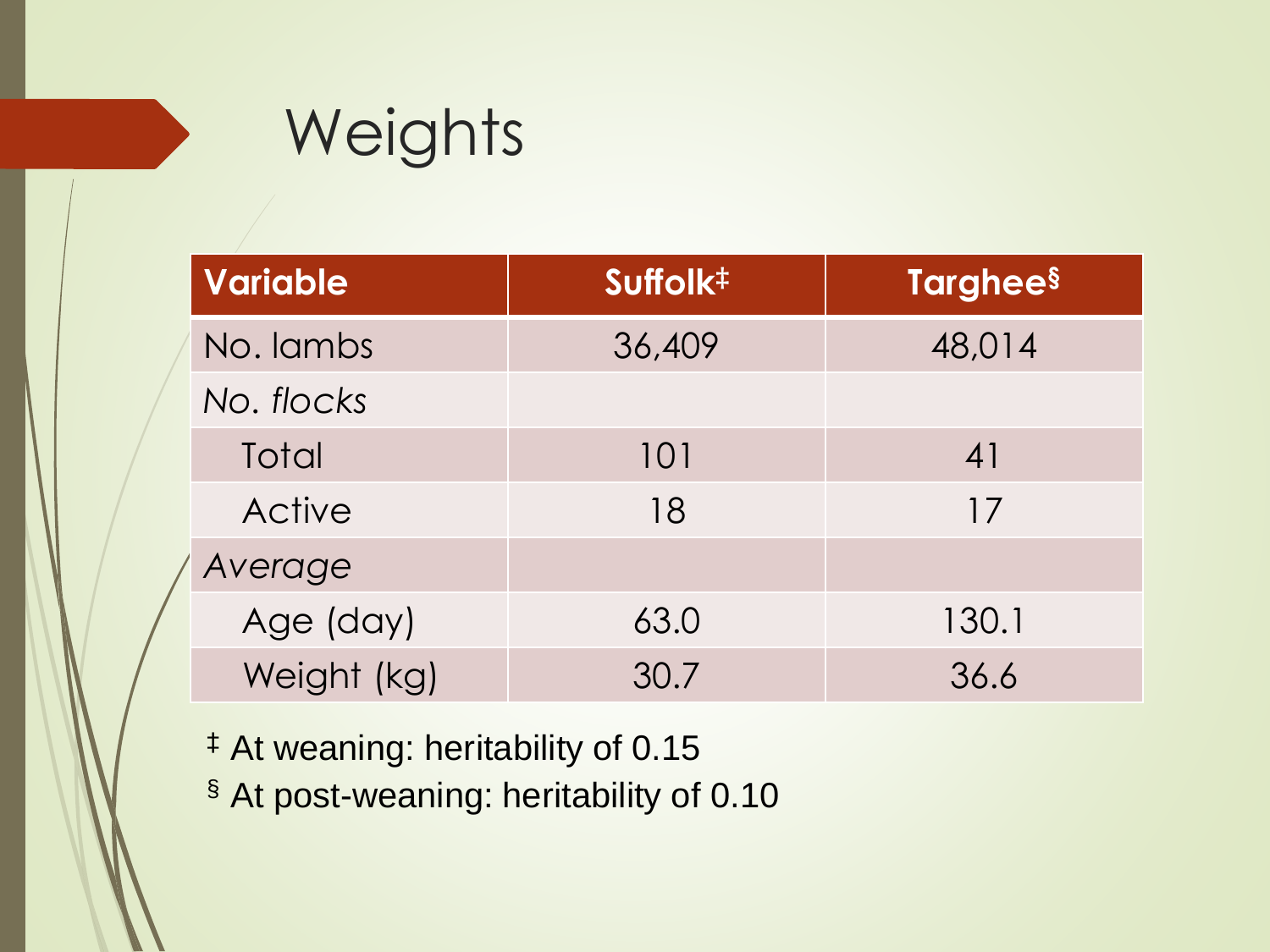# Weights

| Variable | Suffolk‡ | Targhee§ |
|---|---|---|
| No. lambs | 36,409 | 48,014 |
| *No. flocks* | | |
| Total | 101 | 41 |
| Active | 18 | 17 |
| *Average* | | |
| Age (day) | 63.0 | 130.1 |
| Weight (kg) | 30.7 | 36.6 |

‡ At weaning: heritability of 0.15

§ At post-weaning: heritability of 0.10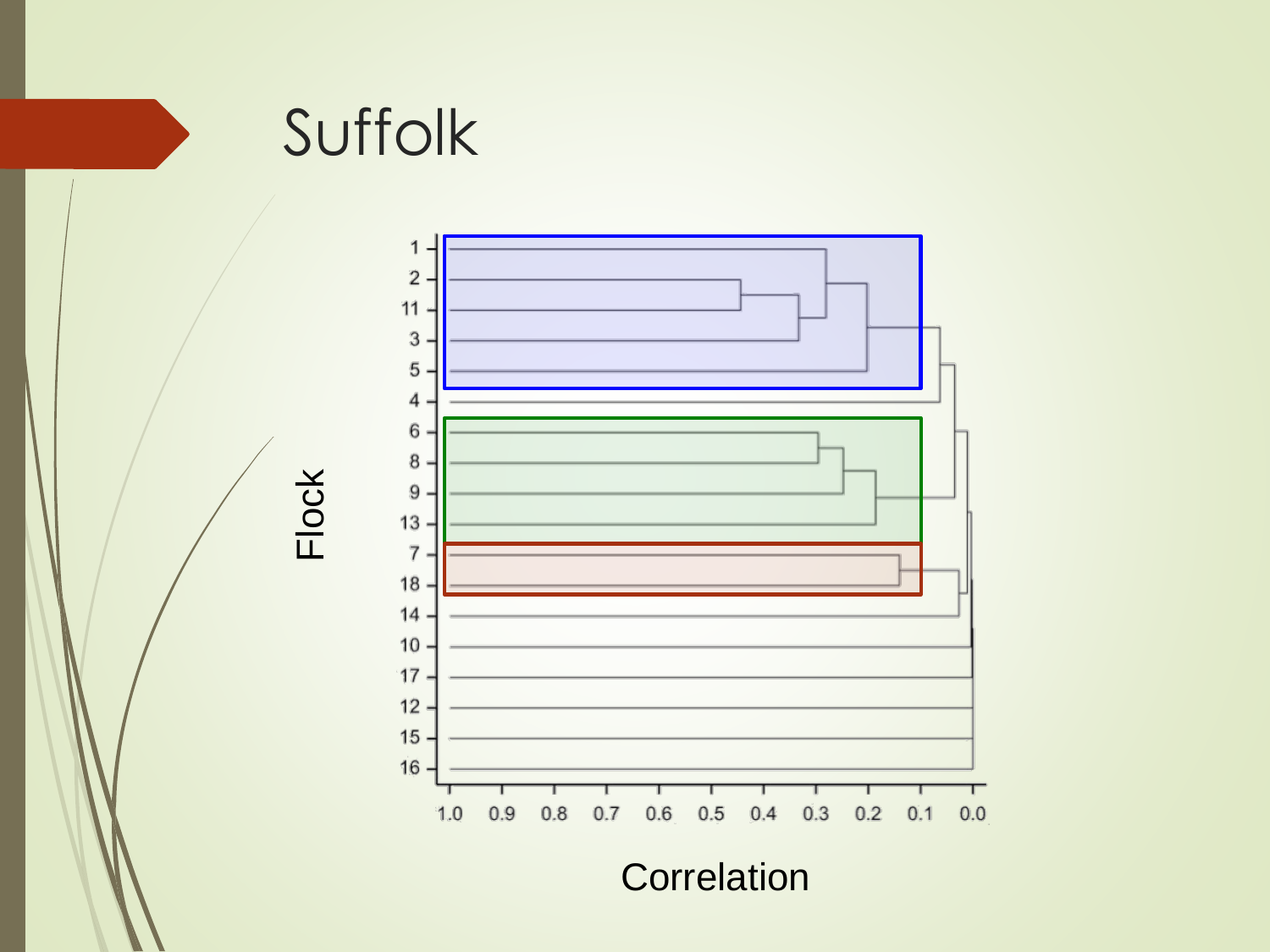# Suffolk

Flock

1
2
11
3
5
4
6
8
9
13
7
18
14
10
17
12
15
16

1.0 0.9 0.8 0.7 0.6 0.5 0.4 0.3 0.2 0.1 0.0

Correlation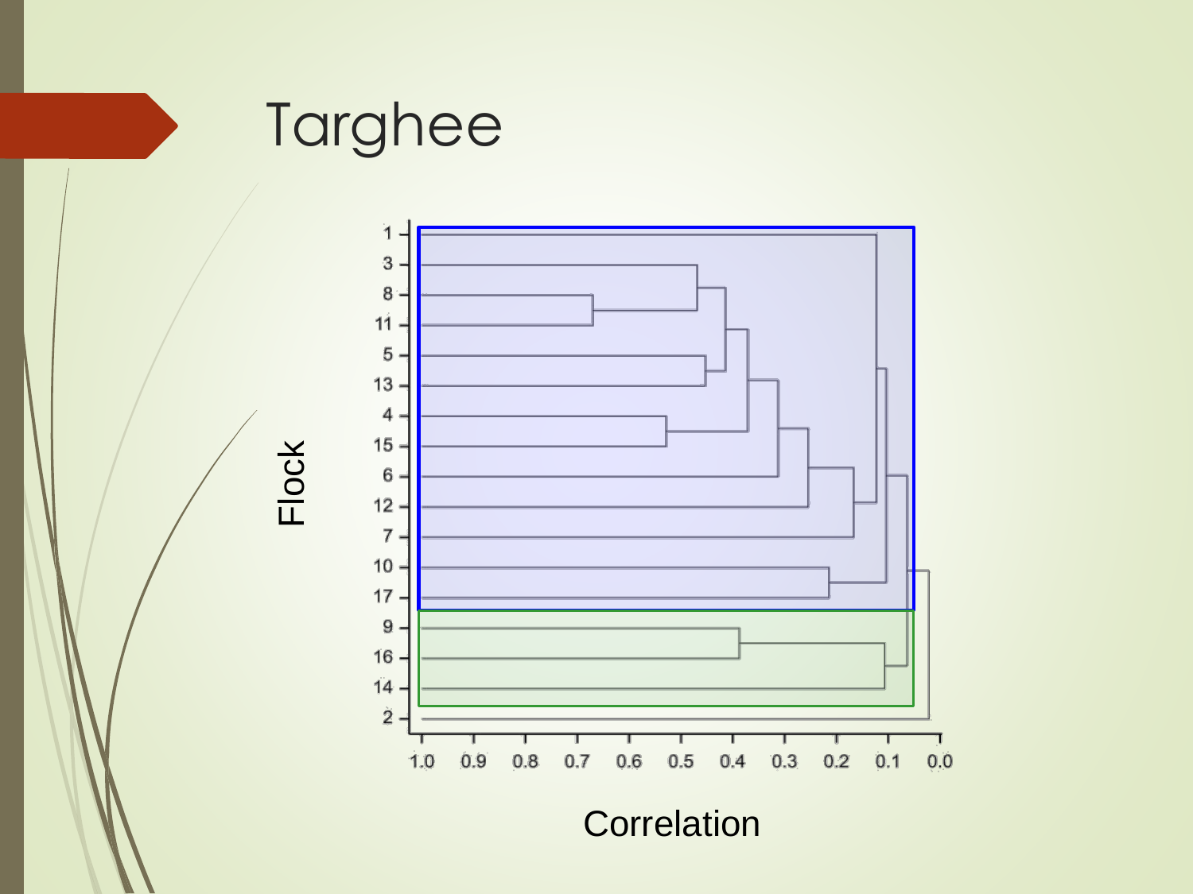# Targhee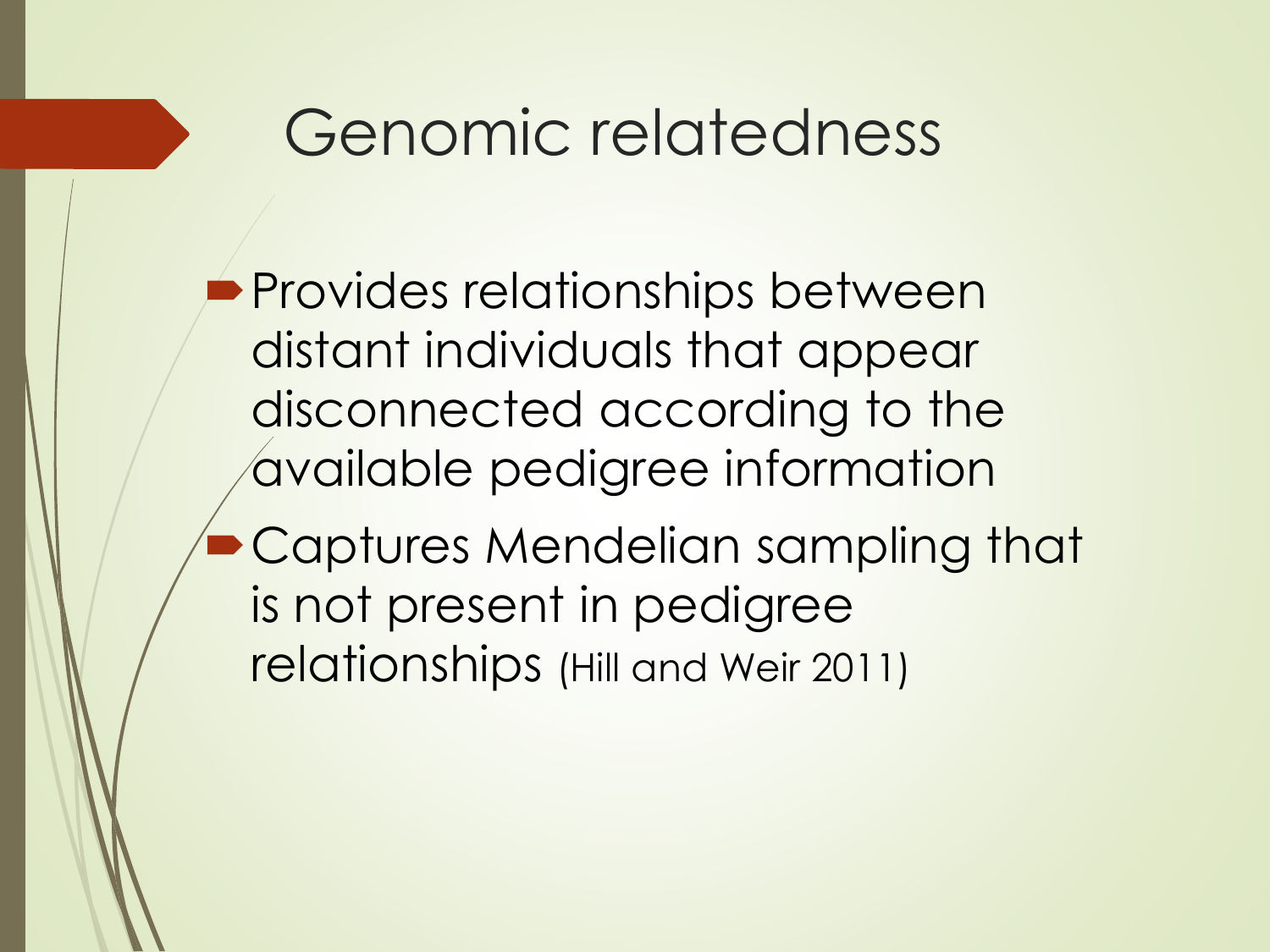# Genomic relatedness

- Provides relationships between distant individuals that appear disconnected according to the available pedigree information
- Captures Mendelian sampling that is not present in pedigree relationships (Hill and Weir 2011)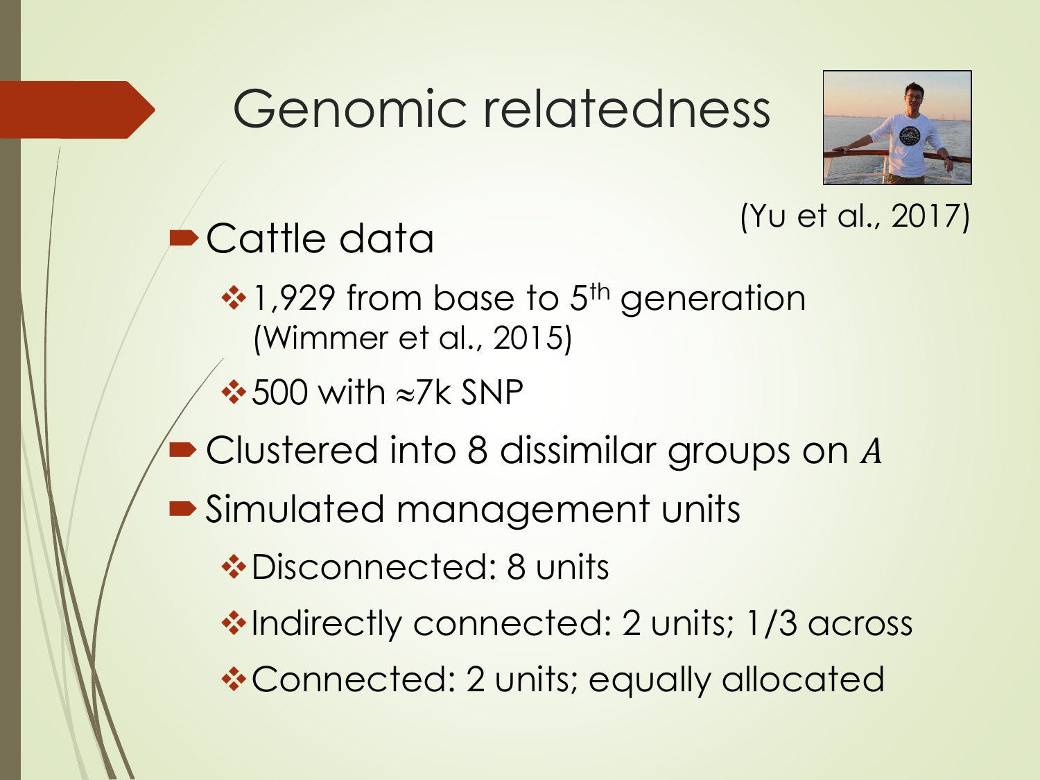# Genomic relatedness

(Yu et al., 2017)

- Cattle data
  - 1,929 from base to 5th generation (Wimmer et al., 2015)
  - 500 with ≈7k SNP
- Clustered into 8 dissimilar groups on $A$
- Simulated management units
  - Disconnected: 8 units
  - Indirectly connected: 2 units; 1/3 across
  - Connected: 2 units; equally allocated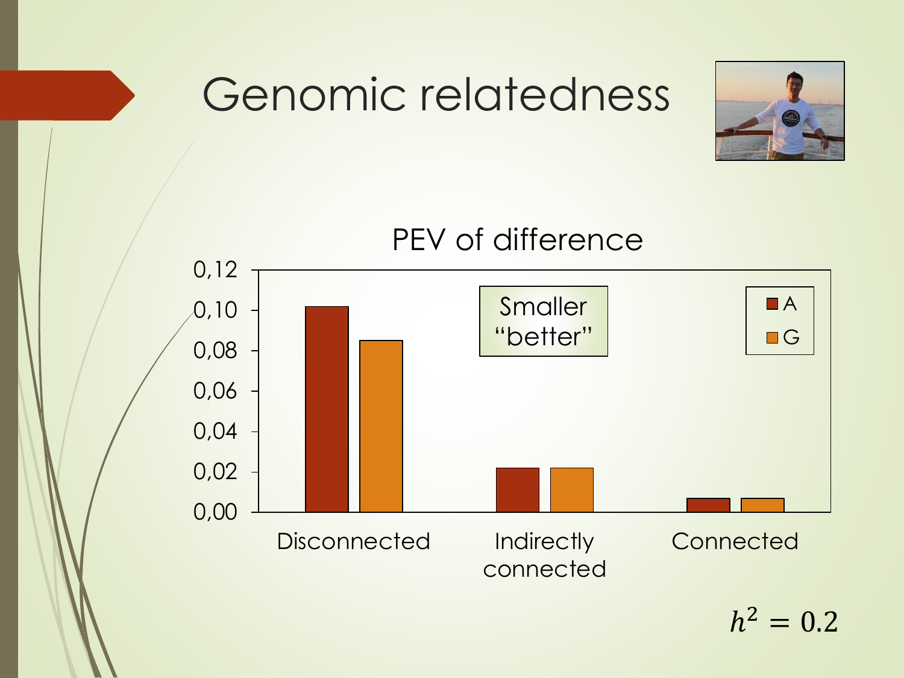# Genomic relatedness

PEV of difference

Smaller "better"

| | A | G |
|---|---|---|
| Disconnected | 0,10 | 0,085 |
| Indirectly connected | 0,022 | 0,022 |
| Connected | 0,007 | 0,007 |

$h^2 = 0.2$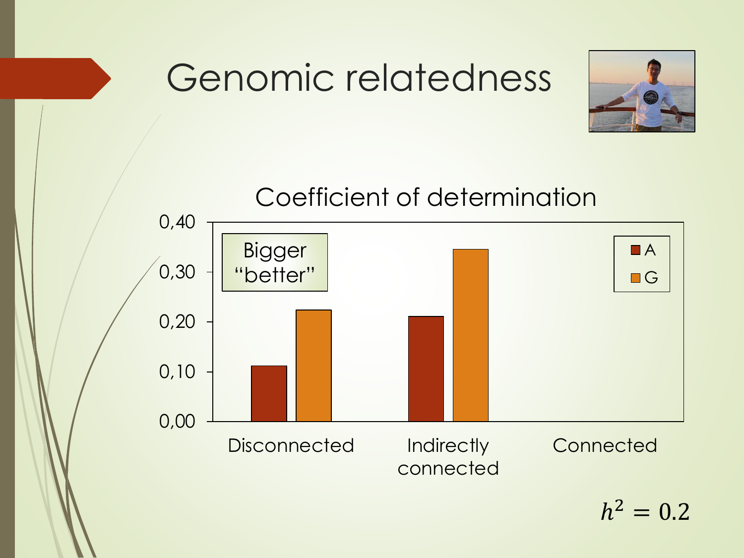# Genomic relatedness

**Coefficient of determination**

| | A | G |
|---|---|---|
| Disconnected | 0,11 | 0,22 |
| Indirectly connected | 0,21 | 0,35 |
| Connected | | |

Bigger "better"

$h^2 = 0.2$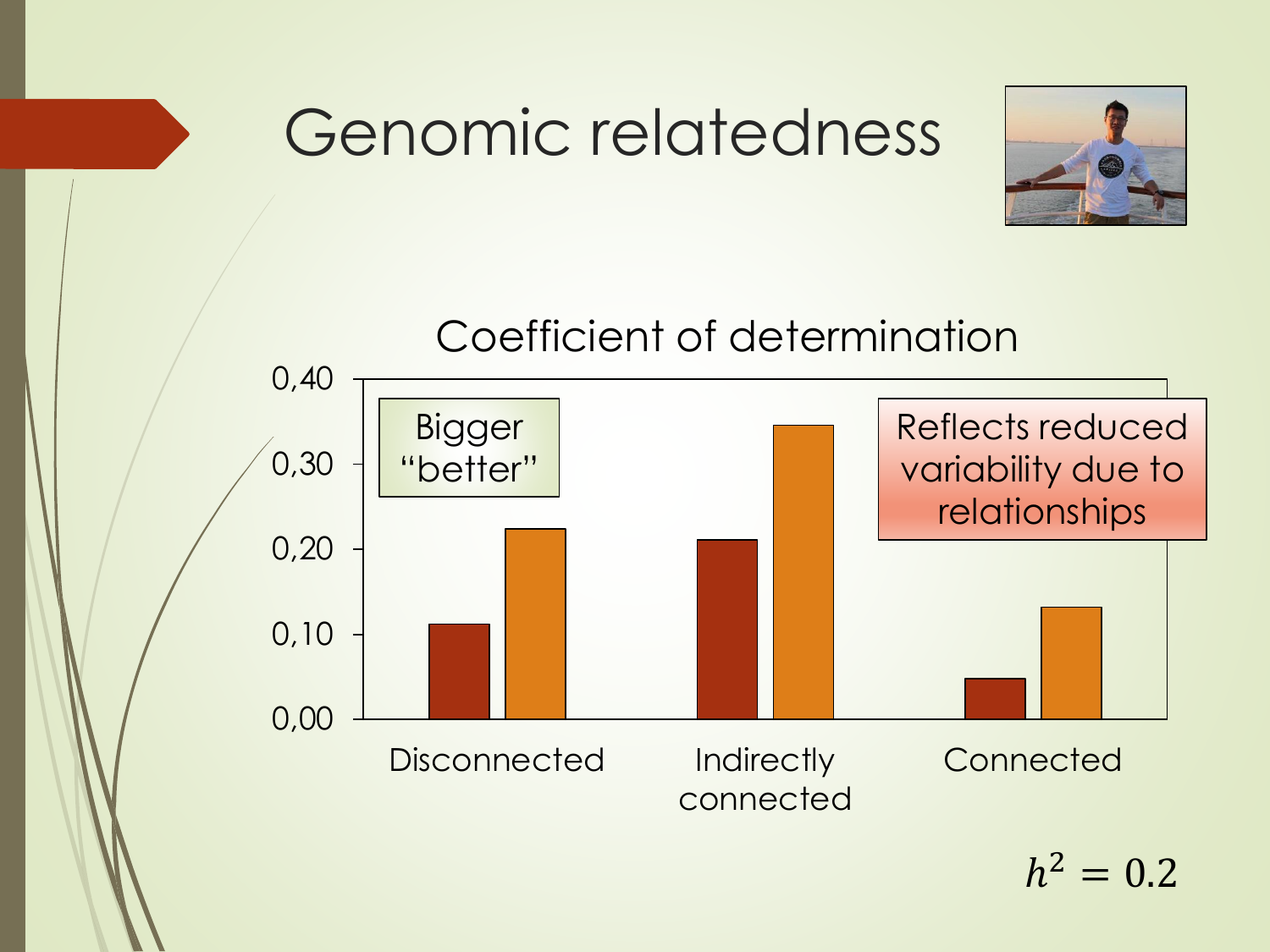# Genomic relatedness

Coefficient of determination

| | Disconnected | Indirectly connected | Connected |
|---|---|---|---|
| Series 1 (dark red) | 0,11 | 0,21 | 0,05 |
| Series 2 (orange) | 0,22 | 0,35 | 0,13 |

Bigger "better"

Reflects reduced variability due to relationships

$h^2 = 0.2$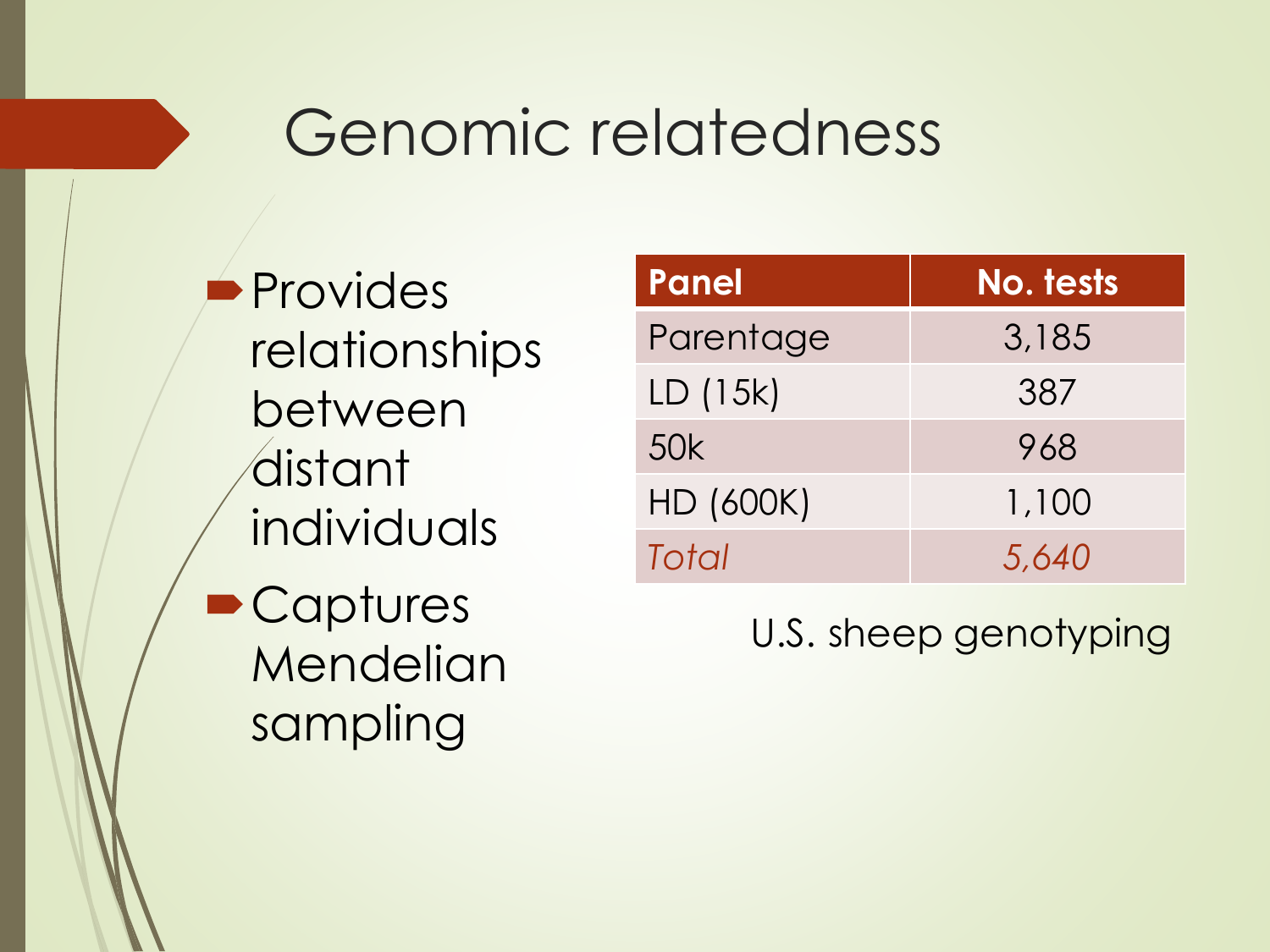# Genomic relatedness

- Provides relationships between distant individuals
- Captures Mendelian sampling

| Panel | No. tests |
|---|---|
| Parentage | 3,185 |
| LD (15k) | 387 |
| 50k | 968 |
| HD (600K) | 1,100 |
| *Total* | *5,640* |

U.S. sheep genotyping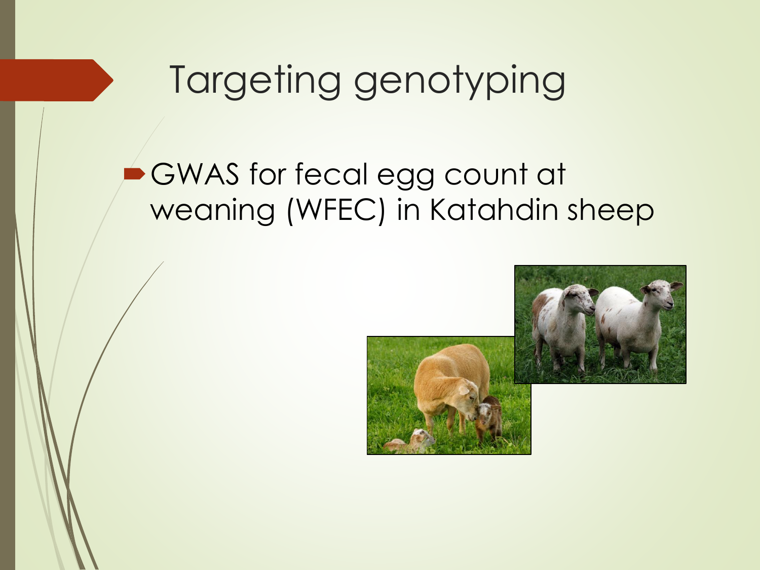# Targeting genotyping

- GWAS for fecal egg count at weaning (WFEC) in Katahdin sheep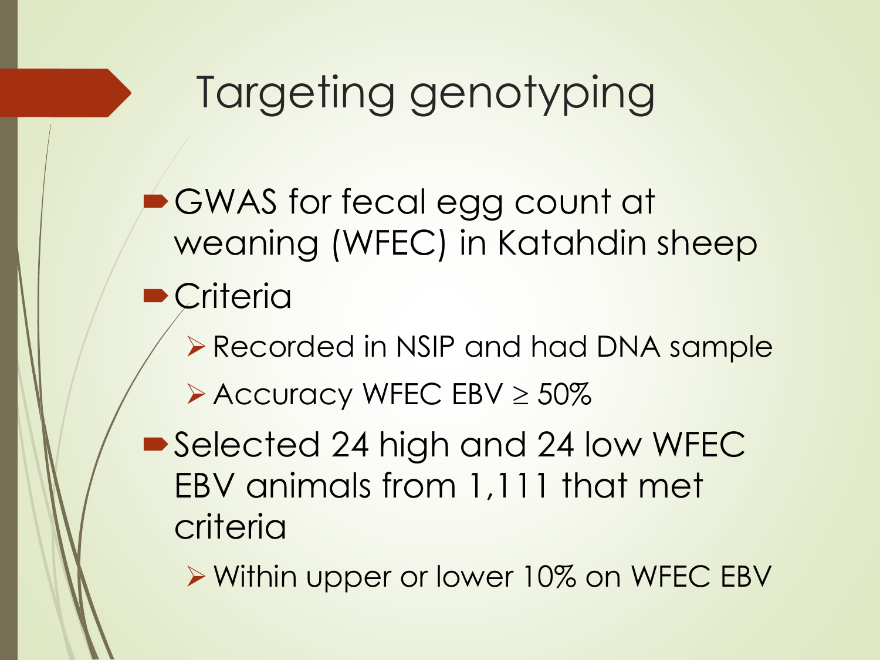# Targeting genotyping

- GWAS for fecal egg count at weaning (WFEC) in Katahdin sheep
- Criteria
  - Recorded in NSIP and had DNA sample
  - Accuracy WFEC EBV $\geq$ 50%
- Selected 24 high and 24 low WFEC EBV animals from 1,111 that met criteria
  - Within upper or lower 10% on WFEC EBV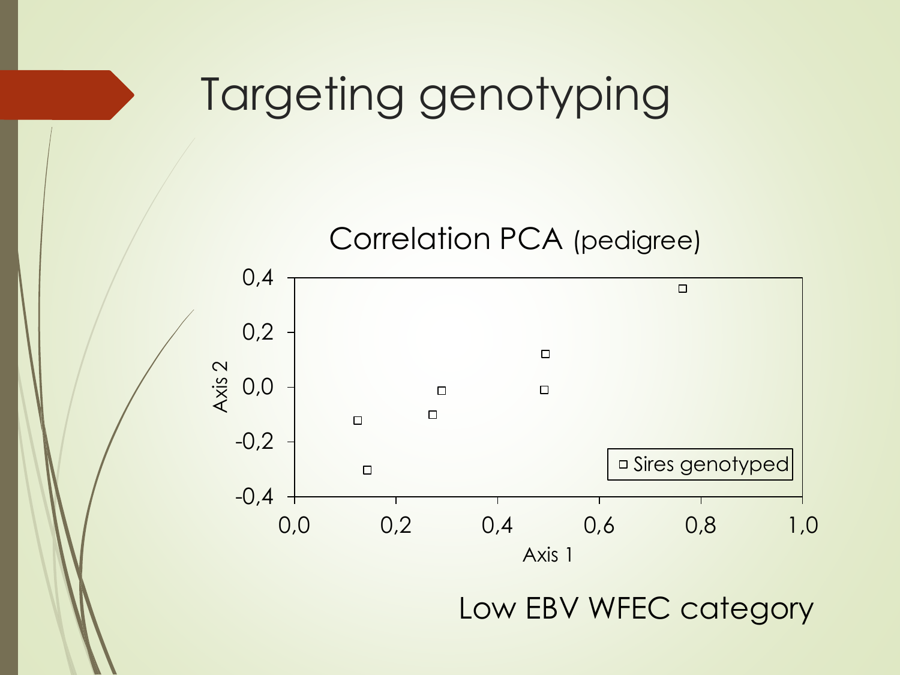# Targeting genotyping

Correlation PCA (pedigree)

Axis 2

0,4
0,2
0,0
-0,2
-0,4

0,0 0,2 0,4 0,6 0,8 1,0

Axis 1

□ Sires genotyped

Low EBV WFEC category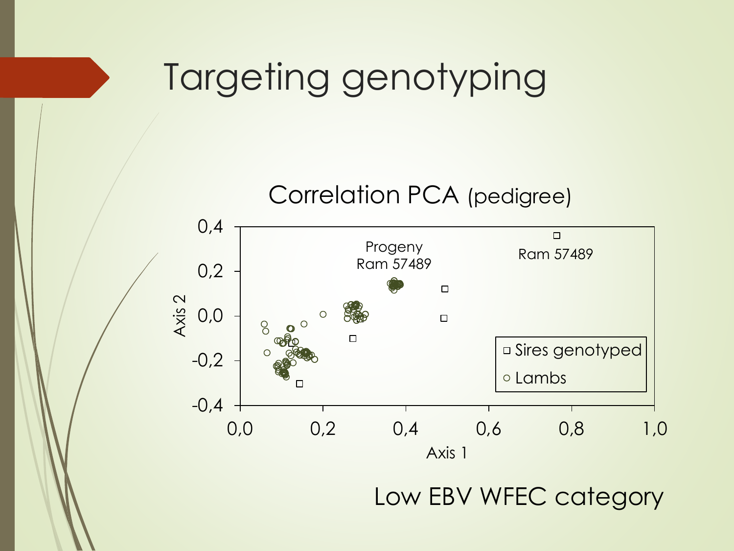# Targeting genotyping

Correlation PCA (pedigree)

Progeny Ram 57489

Ram 57489

Axis 2

Axis 1

□ Sires genotyped

○ Lambs

Low EBV WFEC category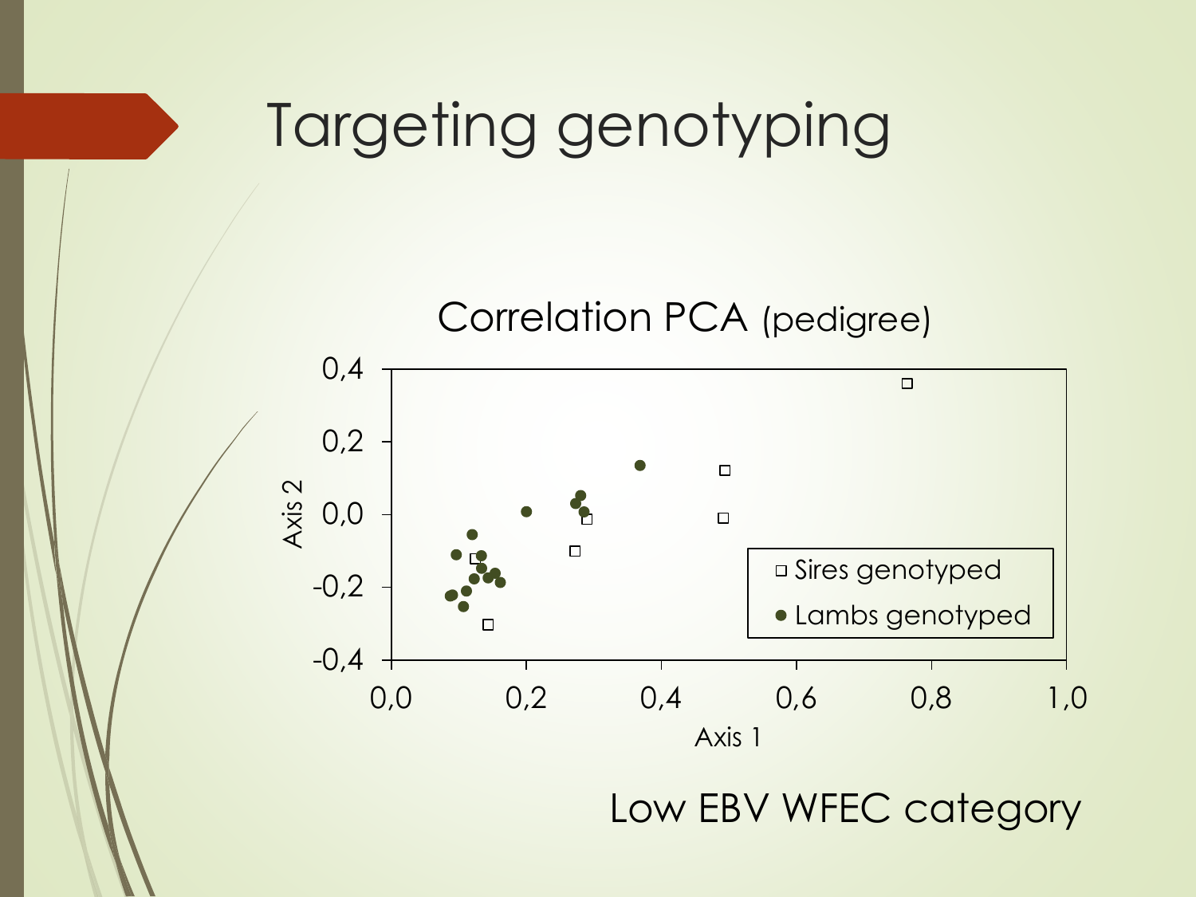# Targeting genotyping

Correlation PCA (pedigree)

Low EBV WFEC category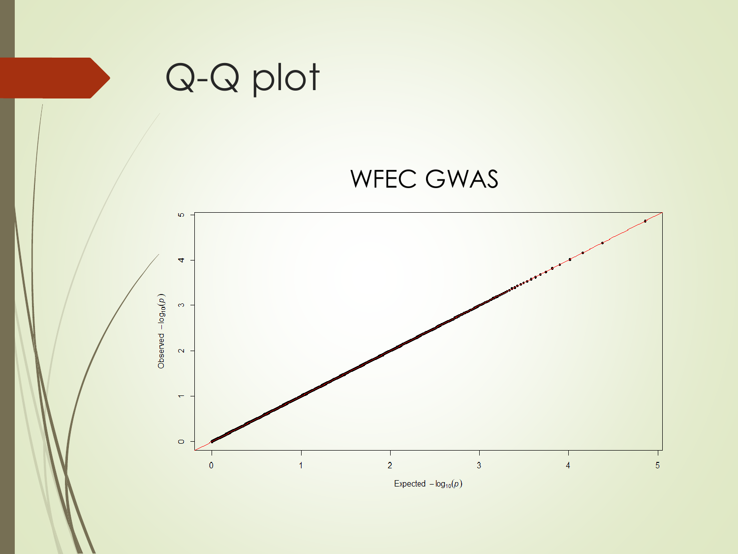# Q-Q plot

WFEC GWAS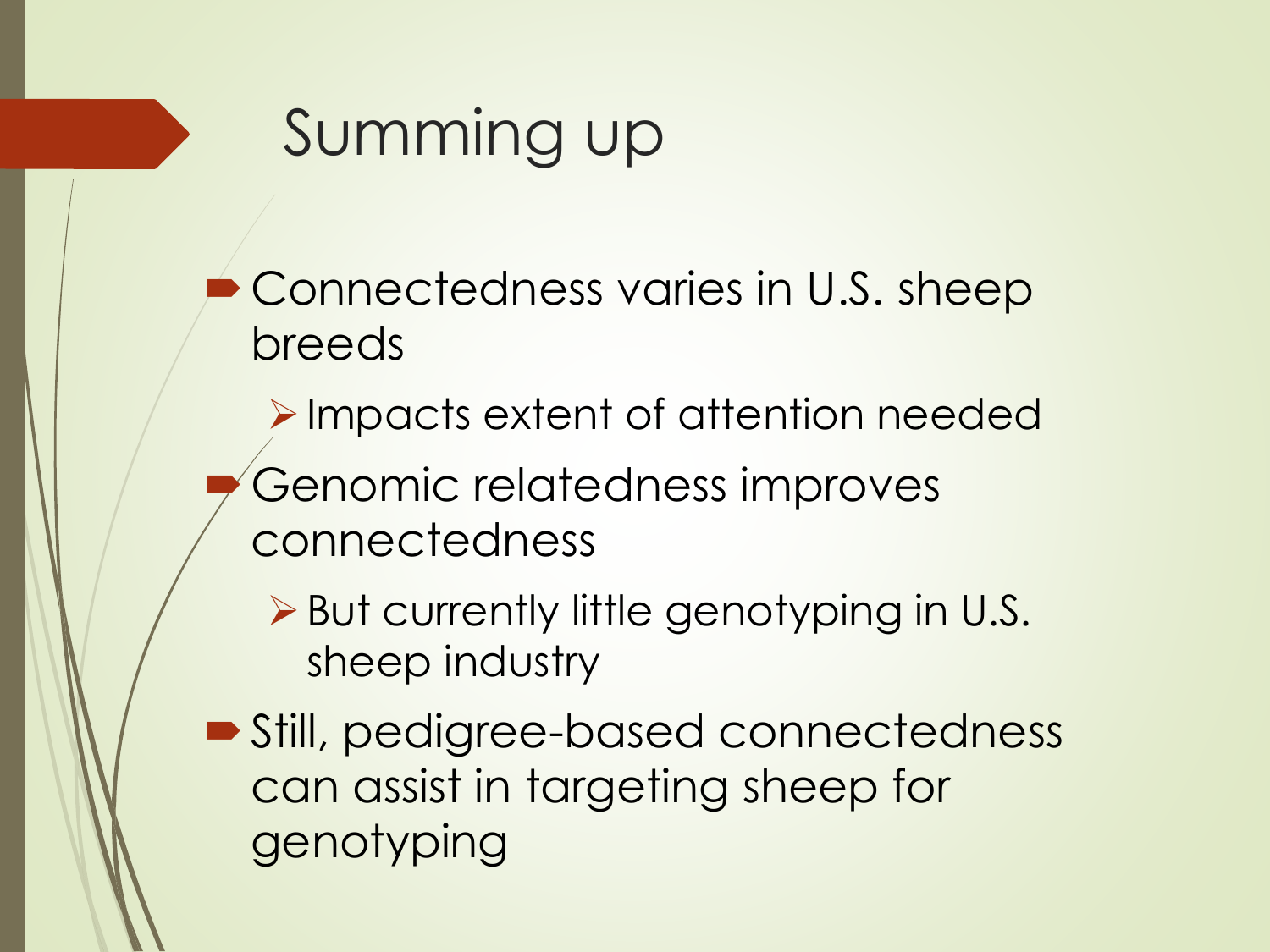# Summing up

- Connectedness varies in U.S. sheep breeds
  - Impacts extent of attention needed
- Genomic relatedness improves connectedness
  - But currently little genotyping in U.S. sheep industry
- Still, pedigree-based connectedness can assist in targeting sheep for genotyping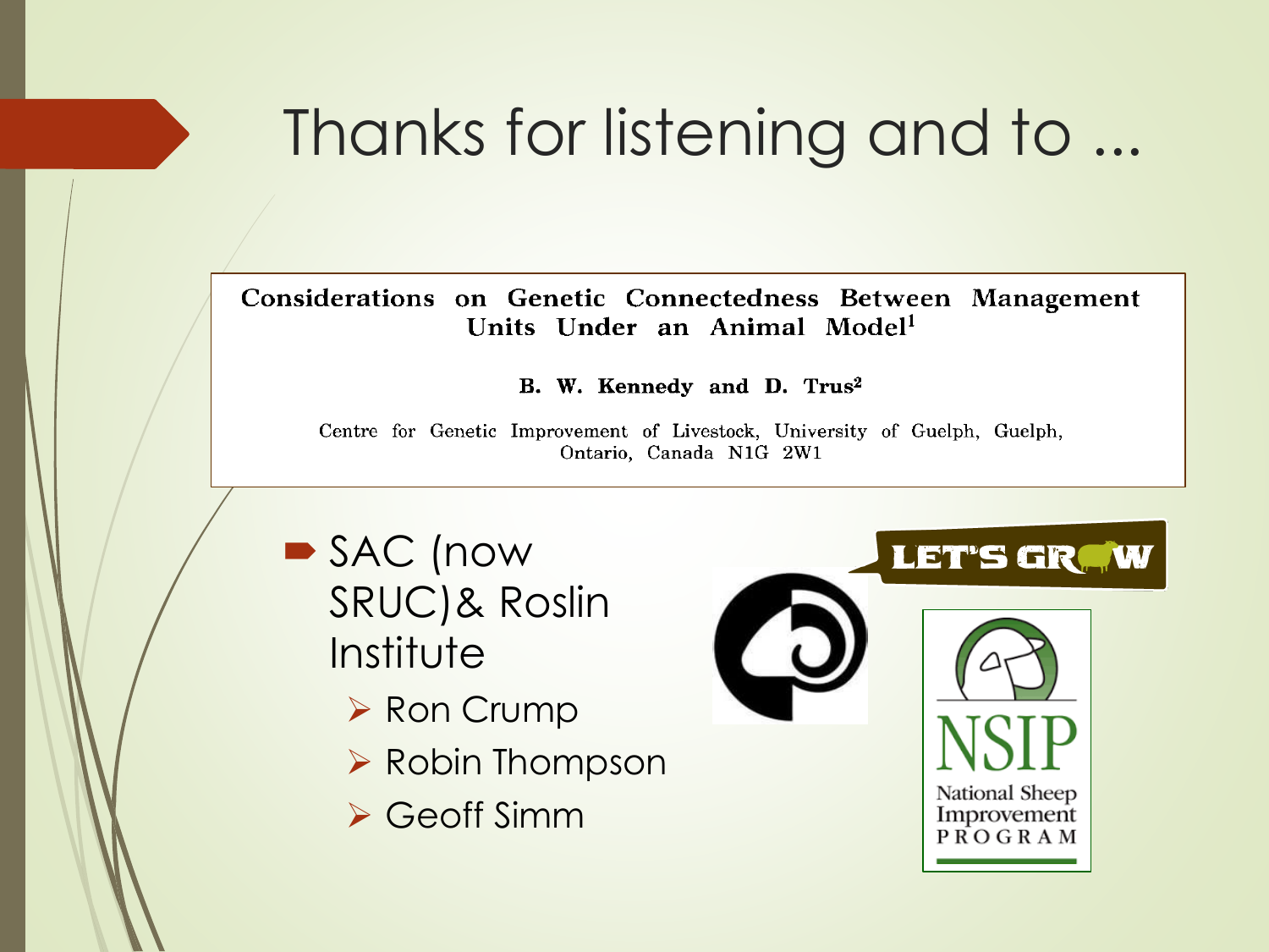# Thanks for listening and to ...

**Considerations on Genetic Connectedness Between Management Units Under an Animal Model[1]**

**B. W. Kennedy and D. Trus[2]**

Centre for Genetic Improvement of Livestock, University of Guelph, Guelph, Ontario, Canada N1G 2W1

- SAC (now SRUC)& Roslin Institute
  - Ron Crump
  - Robin Thompson
  - Geoff Simm

LET'S GROW

NSIP
National Sheep Improvement PROGRAM